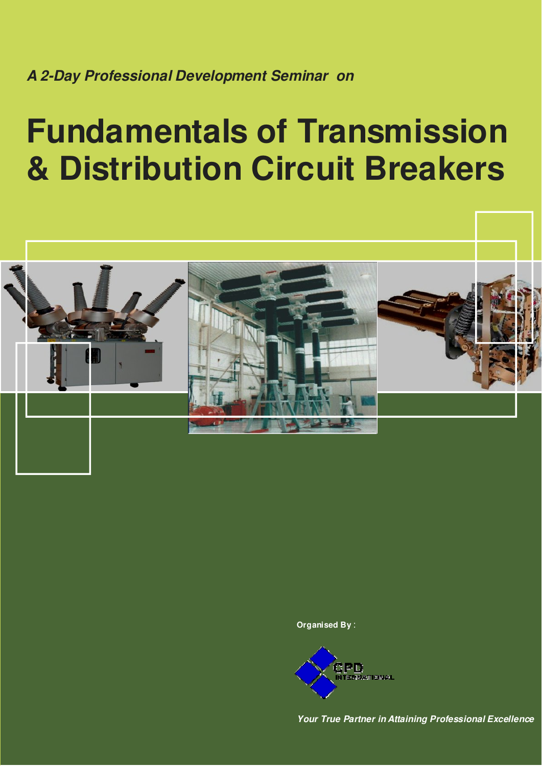*A 2-Day Professional Development Seminar on*

# Fundamentals of Transmission & Distribution Circuit Breakers

**Organised By :**

CPD INTERNATIONAL

***Your True Partner in Attaining Professional Excellence***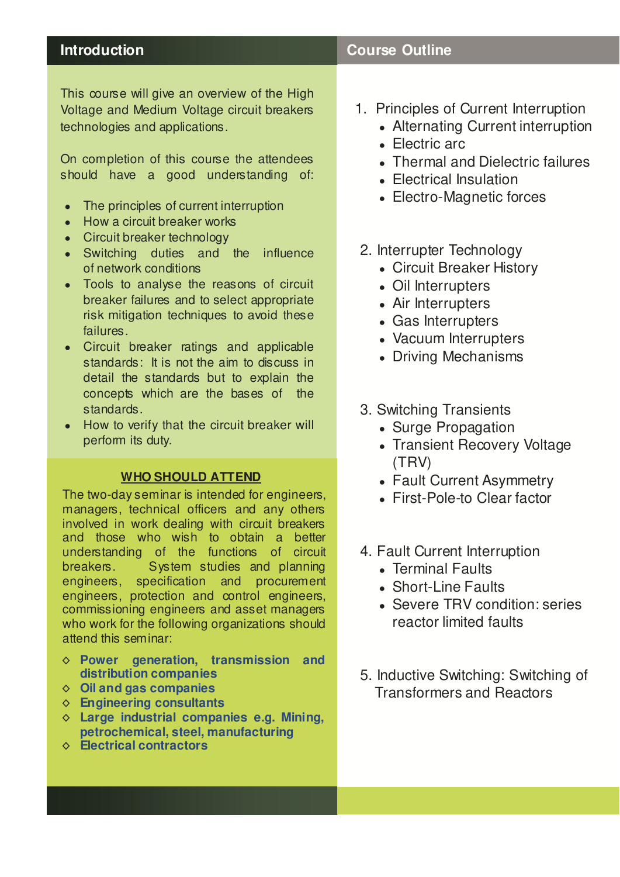## Introduction

This course will give an overview of the High Voltage and Medium Voltage circuit breakers technologies and applications.

On completion of this course the attendees should have a good understanding of:

- The principles of current interruption
- How a circuit breaker works
- Circuit breaker technology
- Switching duties and the influence of network conditions
- Tools to analyse the reasons of circuit breaker failures and to select appropriate risk mitigation techniques to avoid these failures.
- Circuit breaker ratings and applicable standards: It is not the aim to discuss in detail the standards but to explain the concepts which are the bases of the standards.
- How to verify that the circuit breaker will perform its duty.

### WHO SHOULD ATTEND

The two-day seminar is intended for engineers, managers, technical officers and any others involved in work dealing with circuit breakers and those who wish to obtain a better understanding of the functions of circuit breakers. System studies and planning engineers, specification and procurement engineers, protection and control engineers, commissioning engineers and asset managers who work for the following organizations should attend this seminar:

- **Power generation, transmission and distribution companies**
- **Oil and gas companies**
- **Engineering consultants**
- **Large industrial companies e.g. Mining, petrochemical, steel, manufacturing**
- **Electrical contractors**

## Course Outline

1. Principles of Current Interruption
   - Alternating Current interruption
   - Electric arc
   - Thermal and Dielectric failures
   - Electrical Insulation
   - Electro-Magnetic forces

2. Interrupter Technology
   - Circuit Breaker History
   - Oil Interrupters
   - Air Interrupters
   - Gas Interrupters
   - Vacuum Interrupters
   - Driving Mechanisms

3. Switching Transients
   - Surge Propagation
   - Transient Recovery Voltage (TRV)
   - Fault Current Asymmetry
   - First-Pole-to Clear factor

4. Fault Current Interruption
   - Terminal Faults
   - Short-Line Faults
   - Severe TRV condition: series reactor limited faults

5. Inductive Switching: Switching of Transformers and Reactors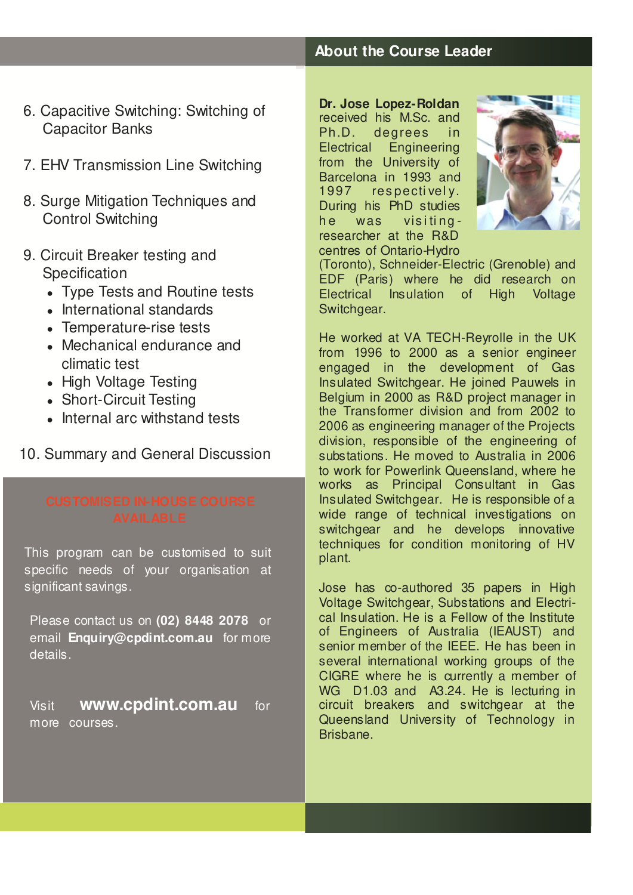6. Capacitive Switching: Switching of Capacitor Banks

7. EHV Transmission Line Switching

8. Surge Mitigation Techniques and Control Switching

9. Circuit Breaker testing and Specification
   - Type Tests and Routine tests
   - International standards
   - Temperature-rise tests
   - Mechanical endurance and climatic test
   - High Voltage Testing
   - Short-Circuit Testing
   - Internal arc withstand tests

10. Summary and General Discussion

**CUSTOMISED IN-HOUSE COURSE AVAILABLE**

This program can be customised to suit specific needs of your organisation at significant savings.

Please contact us on **(02) 8448 2078** or email **Enquiry@cpdint.com.au** for more details.

Visit **www.cpdint.com.au** for more courses.

## About the Course Leader

**Dr. Jose Lopez-Roldan** received his M.Sc. and Ph.D. degrees in Electrical Engineering from the University of Barcelona in 1993 and 1997 respectively. During his PhD studies he was visiting-researcher at the R&D centres of Ontario-Hydro (Toronto), Schneider-Electric (Grenoble) and EDF (Paris) where he did research on Electrical Insulation of High Voltage Switchgear.

He worked at VA TECH-Reyrolle in the UK from 1996 to 2000 as a senior engineer engaged in the development of Gas Insulated Switchgear. He joined Pauwels in Belgium in 2000 as R&D project manager in the Transformer division and from 2002 to 2006 as engineering manager of the Projects division, responsible of the engineering of substations. He moved to Australia in 2006 to work for Powerlink Queensland, where he works as Principal Consultant in Gas Insulated Switchgear. He is responsible of a wide range of technical investigations on switchgear and he develops innovative techniques for condition monitoring of HV plant.

Jose has co-authored 35 papers in High Voltage Switchgear, Substations and Electrical Insulation. He is a Fellow of the Institute of Engineers of Australia (IEAUST) and senior member of the IEEE. He has been in several international working groups of the CIGRE where he is currently a member of WG D1.03 and A3.24. He is lecturing in circuit breakers and switchgear at the Queensland University of Technology in Brisbane.